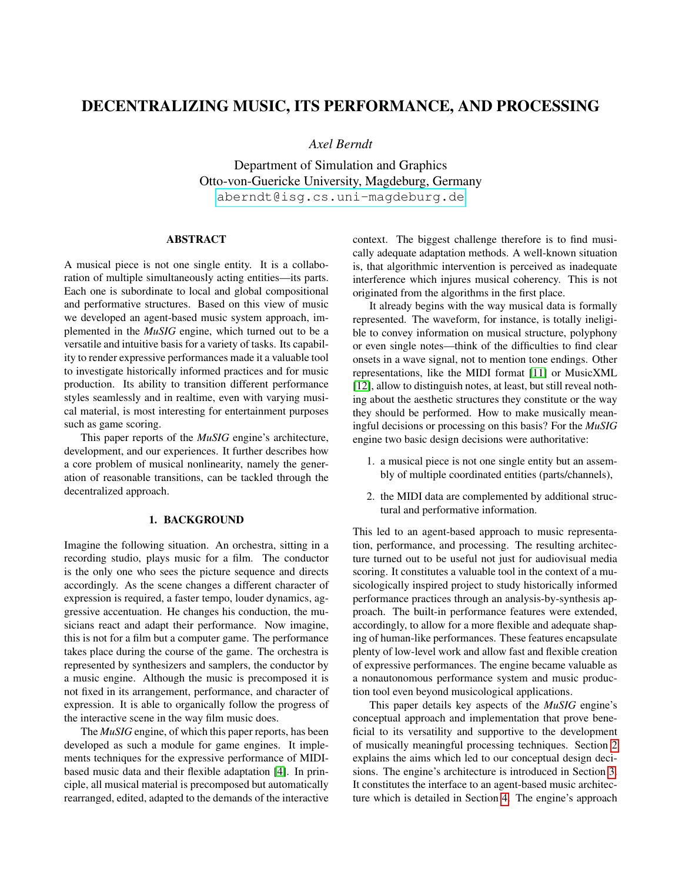# DECENTRALIZING MUSIC, ITS PERFORMANCE, AND PROCESSING

*Axel Berndt*

Department of Simulation and Graphics
Otto-von-Guericke University, Magdeburg, Germany
aberndt@isg.cs.uni-magdeburg.de

## ABSTRACT

A musical piece is not one single entity. It is a collaboration of multiple simultaneously acting entities—its parts. Each one is subordinate to local and global compositional and performative structures. Based on this view of music we developed an agent-based music system approach, implemented in the *MuSIG* engine, which turned out to be a versatile and intuitive basis for a variety of tasks. Its capability to render expressive performances made it a valuable tool to investigate historically informed practices and for music production. Its ability to transition different performance styles seamlessly and in realtime, even with varying musical material, is most interesting for entertainment purposes such as game scoring.

This paper reports of the *MuSIG* engine's architecture, development, and our experiences. It further describes how a core problem of musical nonlinearity, namely the generation of reasonable transitions, can be tackled through the decentralized approach.

## 1. BACKGROUND

Imagine the following situation. An orchestra, sitting in a recording studio, plays music for a film. The conductor is the only one who sees the picture sequence and directs accordingly. As the scene changes a different character of expression is required, a faster tempo, louder dynamics, aggressive accentuation. He changes his conduction, the musicians react and adapt their performance. Now imagine, this is not for a film but a computer game. The performance takes place during the course of the game. The orchestra is represented by synthesizers and samplers, the conductor by a music engine. Although the music is precomposed it is not fixed in its arrangement, performance, and character of expression. It is able to organically follow the progress of the interactive scene in the way film music does.

The *MuSIG* engine, of which this paper reports, has been developed as such a module for game engines. It implements techniques for the expressive performance of MIDI-based music data and their flexible adaptation [4]. In principle, all musical material is precomposed but automatically rearranged, edited, adapted to the demands of the interactive context. The biggest challenge therefore is to find musically adequate adaptation methods. A well-known situation is, that algorithmic intervention is perceived as inadequate interference which injures musical coherency. This is not originated from the algorithms in the first place.

It already begins with the way musical data is formally represented. The waveform, for instance, is totally ineligible to convey information on musical structure, polyphony or even single notes—think of the difficulties to find clear onsets in a wave signal, not to mention tone endings. Other representations, like the MIDI format [11] or MusicXML [12], allow to distinguish notes, at least, but still reveal nothing about the aesthetic structures they constitute or the way they should be performed. How to make musically meaningful decisions or processing on this basis? For the *MuSIG* engine two basic design decisions were authoritative:

1. a musical piece is not one single entity but an assembly of multiple coordinated entities (parts/channels),
2. the MIDI data are complemented by additional structural and performative information.

This led to an agent-based approach to music representation, performance, and processing. The resulting architecture turned out to be useful not just for audiovisual media scoring. It constitutes a valuable tool in the context of a musicologically inspired project to study historically informed performance practices through an analysis-by-synthesis approach. The built-in performance features were extended, accordingly, to allow for a more flexible and adequate shaping of human-like performances. These features encapsulate plenty of low-level work and allow fast and flexible creation of expressive performances. The engine became valuable as a nonautonomous performance system and music production tool even beyond musicological applications.

This paper details key aspects of the *MuSIG* engine's conceptual approach and implementation that prove beneficial to its versatility and supportive to the development of musically meaningful processing techniques. Section 2 explains the aims which led to our conceptual design decisions. The engine's architecture is introduced in Section 3. It constitutes the interface to an agent-based music architecture which is detailed in Section 4. The engine's approach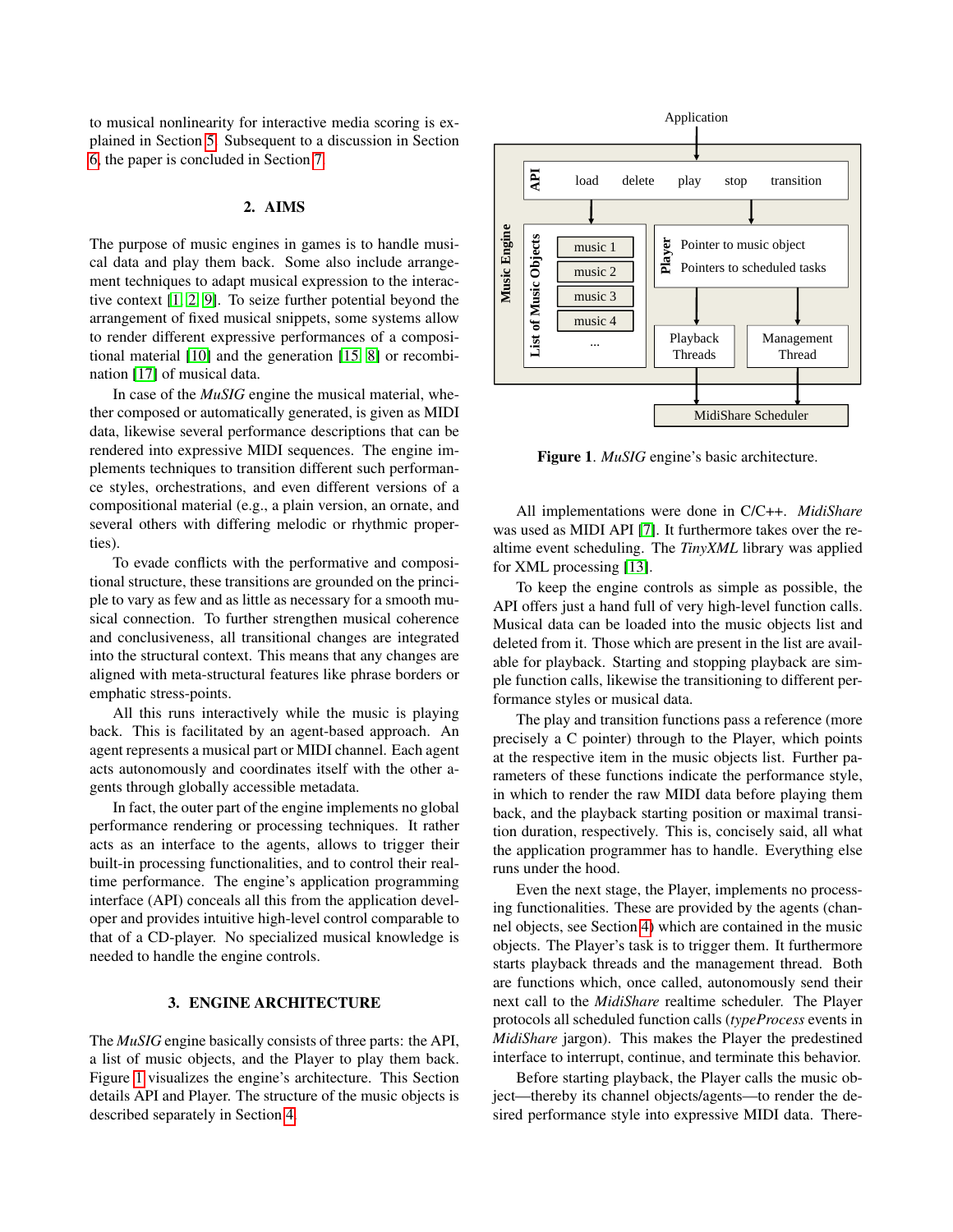to musical nonlinearity for interactive media scoring is explained in Section 5. Subsequent to a discussion in Section 6, the paper is concluded in Section 7.

## 2. AIMS

The purpose of music engines in games is to handle musical data and play them back. Some also include arrangement techniques to adapt musical expression to the interactive context [1, 2, 9]. To seize further potential beyond the arrangement of fixed musical snippets, some systems allow to render different expressive performances of a compositional material [10] and the generation [15, 8] or recombination [17] of musical data.

In case of the *MuSIG* engine the musical material, whether composed or automatically generated, is given as MIDI data, likewise several performance descriptions that can be rendered into expressive MIDI sequences. The engine implements techniques to transition different such performance styles, orchestrations, and even different versions of a compositional material (e.g., a plain version, an ornate, and several others with differing melodic or rhythmic properties).

To evade conflicts with the performative and compositional structure, these transitions are grounded on the principle to vary as few and as little as necessary for a smooth musical connection. To further strengthen musical coherence and conclusiveness, all transitional changes are integrated into the structural context. This means that any changes are aligned with meta-structural features like phrase borders or emphatic stress-points.

All this runs interactively while the music is playing back. This is facilitated by an agent-based approach. An agent represents a musical part or MIDI channel. Each agent acts autonomously and coordinates itself with the other agents through globally accessible metadata.

In fact, the outer part of the engine implements no global performance rendering or processing techniques. It rather acts as an interface to the agents, allows to trigger their built-in processing functionalities, and to control their realtime performance. The engine's application programming interface (API) conceals all this from the application developer and provides intuitive high-level control comparable to that of a CD-player. No specialized musical knowledge is needed to handle the engine controls.

## 3. ENGINE ARCHITECTURE

The *MuSIG* engine basically consists of three parts: the API, a list of music objects, and the Player to play them back. Figure 1 visualizes the engine's architecture. This Section details API and Player. The structure of the music objects is described separately in Section 4.

**Figure 1**. *MuSIG* engine's basic architecture.

All implementations were done in C/C++. *MidiShare* was used as MIDI API [7]. It furthermore takes over the realtime event scheduling. The *TinyXML* library was applied for XML processing [13].

To keep the engine controls as simple as possible, the API offers just a hand full of very high-level function calls. Musical data can be loaded into the music objects list and deleted from it. Those which are present in the list are available for playback. Starting and stopping playback are simple function calls, likewise the transitioning to different performance styles or musical data.

The play and transition functions pass a reference (more precisely a C pointer) through to the Player, which points at the respective item in the music objects list. Further parameters of these functions indicate the performance style, in which to render the raw MIDI data before playing them back, and the playback starting position or maximal transition duration, respectively. This is, concisely said, all what the application programmer has to handle. Everything else runs under the hood.

Even the next stage, the Player, implements no processing functionalities. These are provided by the agents (channel objects, see Section 4) which are contained in the music objects. The Player's task is to trigger them. It furthermore starts playback threads and the management thread. Both are functions which, once called, autonomously send their next call to the *MidiShare* realtime scheduler. The Player protocols all scheduled function calls (*typeProcess* events in *MidiShare* jargon). This makes the Player the predestined interface to interrupt, continue, and terminate this behavior.

Before starting playback, the Player calls the music object—thereby its channel objects/agents—to render the desired performance style into expressive MIDI data. There-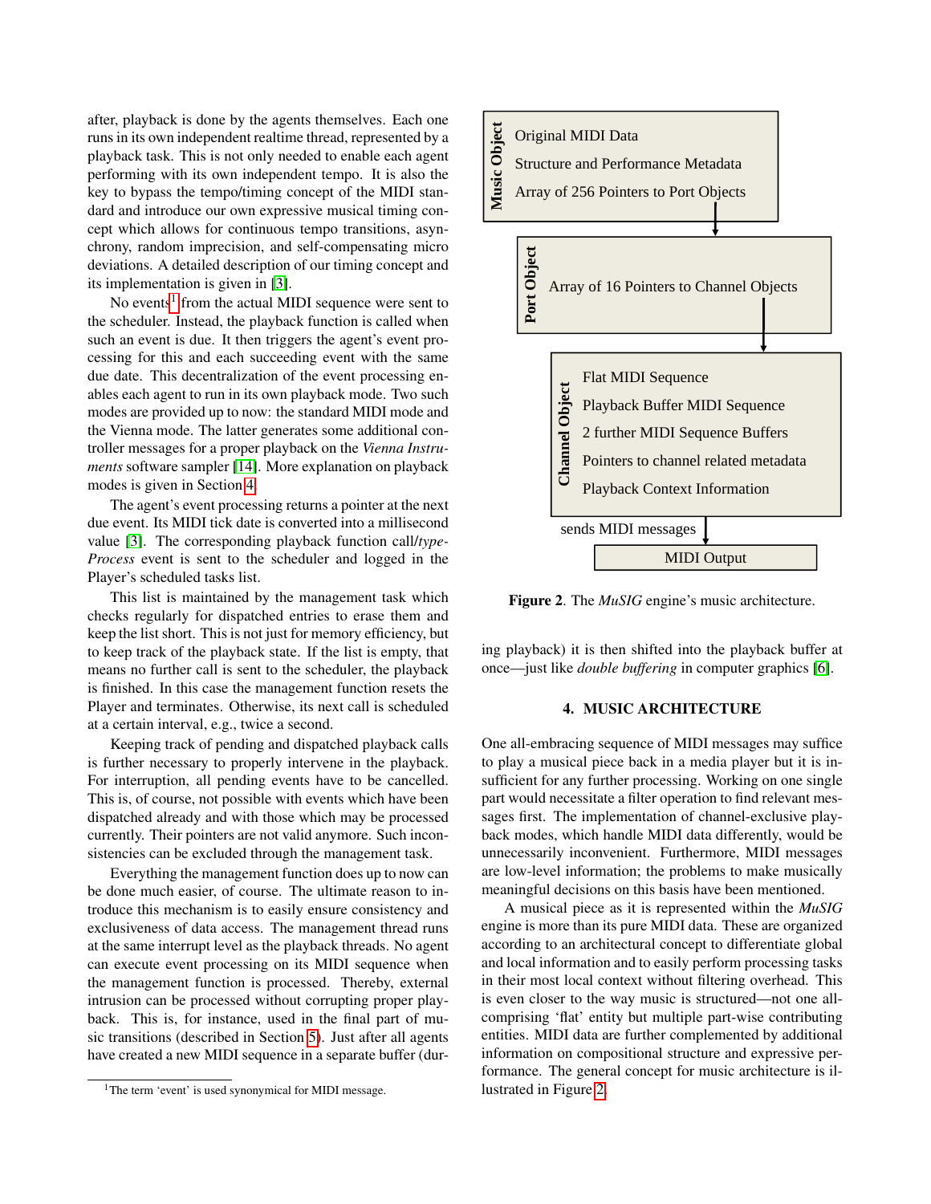after, playback is done by the agents themselves. Each one runs in its own independent realtime thread, represented by a playback task. This is not only needed to enable each agent performing with its own independent tempo. It is also the key to bypass the tempo/timing concept of the MIDI standard and introduce our own expressive musical timing concept which allows for continuous tempo transitions, asynchrony, random imprecision, and self-compensating micro deviations. A detailed description of our timing concept and its implementation is given in [3].

No events[1] from the actual MIDI sequence were sent to the scheduler. Instead, the playback function is called when such an event is due. It then triggers the agent's event processing for this and each succeeding event with the same due date. This decentralization of the event processing enables each agent to run in its own playback mode. Two such modes are provided up to now: the standard MIDI mode and the Vienna mode. The latter generates some additional controller messages for a proper playback on the *Vienna Instruments* software sampler [14]. More explanation on playback modes is given in Section 4.

The agent's event processing returns a pointer at the next due event. Its MIDI tick date is converted into a millisecond value [3]. The corresponding playback function call/*typeProcess* event is sent to the scheduler and logged in the Player's scheduled tasks list.

This list is maintained by the management task which checks regularly for dispatched entries to erase them and keep the list short. This is not just for memory efficiency, but to keep track of the playback state. If the list is empty, that means no further call is sent to the scheduler, the playback is finished. In this case the management function resets the Player and terminates. Otherwise, its next call is scheduled at a certain interval, e.g., twice a second.

Keeping track of pending and dispatched playback calls is further necessary to properly intervene in the playback. For interruption, all pending events have to be cancelled. This is, of course, not possible with events which have been dispatched already and with those which may be processed currently. Their pointers are not valid anymore. Such inconsistencies can be excluded through the management task.

Everything the management function does up to now can be done much easier, of course. The ultimate reason to introduce this mechanism is to easily ensure consistency and exclusiveness of data access. The management thread runs at the same interrupt level as the playback threads. No agent can execute event processing on its MIDI sequence when the management function is processed. Thereby, external intrusion can be processed without corrupting proper playback. This is, for instance, used in the final part of music transitions (described in Section 5). Just after all agents have created a new MIDI sequence in a separate buffer (during playback) it is then shifted into the playback buffer at once—just like *double buffering* in computer graphics [6].

[1] The term 'event' is used synonymical for MIDI message.

**Music Object**: Original MIDI Data; Structure and Performance Metadata; Array of 256 Pointers to Port Objects

**Port Object**: Array of 16 Pointers to Channel Objects

**Channel Object**: Flat MIDI Sequence; Playback Buffer MIDI Sequence; 2 further MIDI Sequence Buffers; Pointers to channel related metadata; Playback Context Information

sends MIDI messages → MIDI Output

**Figure 2**. The *MuSIG* engine's music architecture.

## 4. MUSIC ARCHITECTURE

One all-embracing sequence of MIDI messages may suffice to play a musical piece back in a media player but it is insufficient for any further processing. Working on one single part would necessitate a filter operation to find relevant messages first. The implementation of channel-exclusive playback modes, which handle MIDI data differently, would be unnecessarily inconvenient. Furthermore, MIDI messages are low-level information; the problems to make musically meaningful decisions on this basis have been mentioned.

A musical piece as it is represented within the *MuSIG* engine is more than its pure MIDI data. These are organized according to an architectural concept to differentiate global and local information and to easily perform processing tasks in their most local context without filtering overhead. This is even closer to the way music is structured—not one all-comprising 'flat' entity but multiple part-wise contributing entities. MIDI data are further complemented by additional information on compositional structure and expressive performance. The general concept for music architecture is illustrated in Figure 2.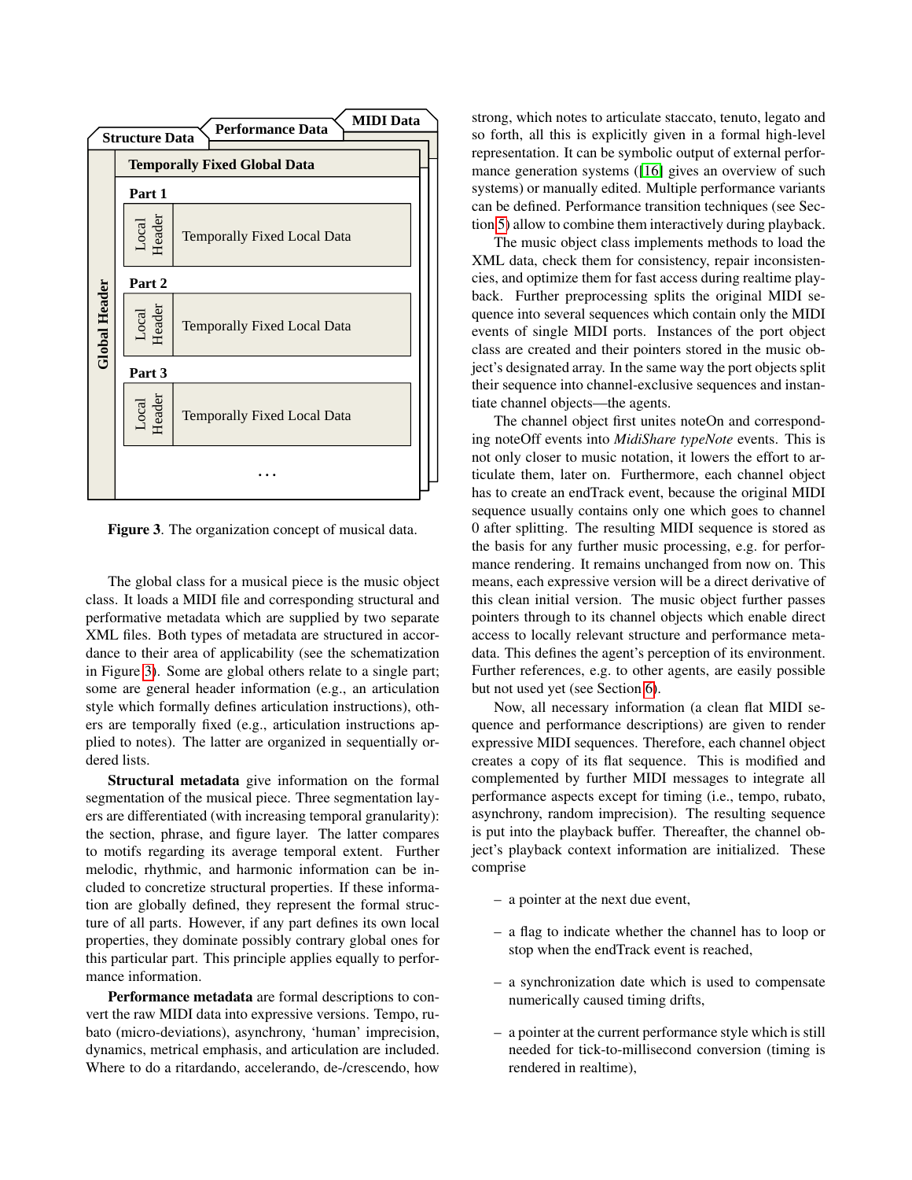Figure 3. The organization concept of musical data.

The global class for a musical piece is the music object class. It loads a MIDI file and corresponding structural and performative metadata which are supplied by two separate XML files. Both types of metadata are structured in accordance to their area of applicability (see the schematization in Figure 3). Some are global others relate to a single part; some are general header information (e.g., an articulation style which formally defines articulation instructions), others are temporally fixed (e.g., articulation instructions applied to notes). The latter are organized in sequentially ordered lists.

**Structural metadata** give information on the formal segmentation of the musical piece. Three segmentation layers are differentiated (with increasing temporal granularity): the section, phrase, and figure layer. The latter compares to motifs regarding its average temporal extent. Further melodic, rhythmic, and harmonic information can be included to concretize structural properties. If these information are globally defined, they represent the formal structure of all parts. However, if any part defines its own local properties, they dominate possibly contrary global ones for this particular part. This principle applies equally to performance information.

**Performance metadata** are formal descriptions to convert the raw MIDI data into expressive versions. Tempo, rubato (micro-deviations), asynchrony, 'human' imprecision, dynamics, metrical emphasis, and articulation are included. Where to do a ritardando, accelerando, de-/crescendo, how strong, which notes to articulate staccato, tenuto, legato and so forth, all this is explicitly given in a formal high-level representation. It can be symbolic output of external performance generation systems ([16] gives an overview of such systems) or manually edited. Multiple performance variants can be defined. Performance transition techniques (see Section 5) allow to combine them interactively during playback.

The music object class implements methods to load the XML data, check them for consistency, repair inconsistencies, and optimize them for fast access during realtime playback. Further preprocessing splits the original MIDI sequence into several sequences which contain only the MIDI events of single MIDI ports. Instances of the port object class are created and their pointers stored in the music object's designated array. In the same way the port objects split their sequence into channel-exclusive sequences and instantiate channel objects—the agents.

The channel object first unites noteOn and corresponding noteOff events into *MidiShare typeNote* events. This is not only closer to music notation, it lowers the effort to articulate them, later on. Furthermore, each channel object has to create an endTrack event, because the original MIDI sequence usually contains only one which goes to channel 0 after splitting. The resulting MIDI sequence is stored as the basis for any further music processing, e.g. for performance rendering. It remains unchanged from now on. This means, each expressive version will be a direct derivative of this clean initial version. The music object further passes pointers through to its channel objects which enable direct access to locally relevant structure and performance metadata. This defines the agent's perception of its environment. Further references, e.g. to other agents, are easily possible but not used yet (see Section 6).

Now, all necessary information (a clean flat MIDI sequence and performance descriptions) are given to render expressive MIDI sequences. Therefore, each channel object creates a copy of its flat sequence. This is modified and complemented by further MIDI messages to integrate all performance aspects except for timing (i.e., tempo, rubato, asynchrony, random imprecision). The resulting sequence is put into the playback buffer. Thereafter, the channel object's playback context information are initialized. These comprise

- a pointer at the next due event,
- a flag to indicate whether the channel has to loop or stop when the endTrack event is reached,
- a synchronization date which is used to compensate numerically caused timing drifts,
- a pointer at the current performance style which is still needed for tick-to-millisecond conversion (timing is rendered in realtime),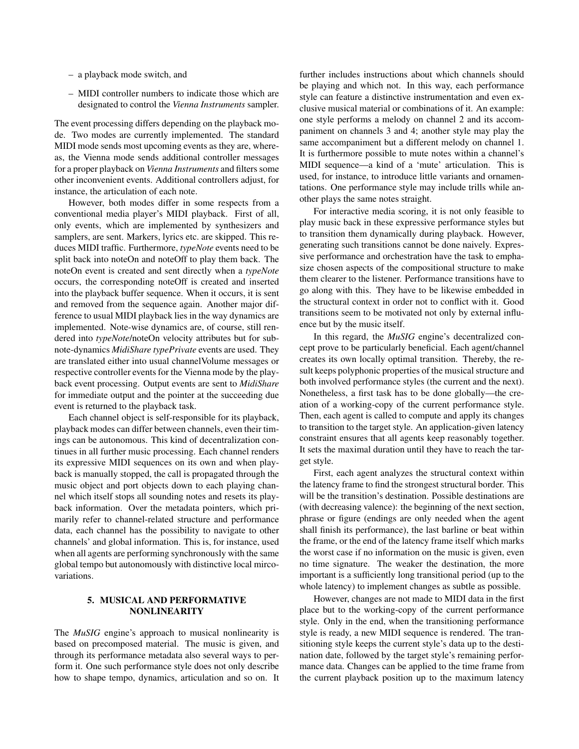– a playback mode switch, and

– MIDI controller numbers to indicate those which are designated to control the *Vienna Instruments* sampler.

The event processing differs depending on the playback mode. Two modes are currently implemented. The standard MIDI mode sends most upcoming events as they are, whereas, the Vienna mode sends additional controller messages for a proper playback on *Vienna Instruments* and filters some other inconvenient events. Additional controllers adjust, for instance, the articulation of each note.

However, both modes differ in some respects from a conventional media player's MIDI playback. First of all, only events, which are implemented by synthesizers and samplers, are sent. Markers, lyrics etc. are skipped. This reduces MIDI traffic. Furthermore, *typeNote* events need to be split back into noteOn and noteOff to play them back. The noteOn event is created and sent directly when a *typeNote* occurs, the corresponding noteOff is created and inserted into the playback buffer sequence. When it occurs, it is sent and removed from the sequence again. Another major difference to usual MIDI playback lies in the way dynamics are implemented. Note-wise dynamics are, of course, still rendered into *typeNote*/noteOn velocity attributes but for subnote-dynamics *MidiShare typePrivate* events are used. They are translated either into usual channelVolume messages or respective controller events for the Vienna mode by the playback event processing. Output events are sent to *MidiShare* for immediate output and the pointer at the succeeding due event is returned to the playback task.

Each channel object is self-responsible for its playback, playback modes can differ between channels, even their timings can be autonomous. This kind of decentralization continues in all further music processing. Each channel renders its expressive MIDI sequences on its own and when playback is manually stopped, the call is propagated through the music object and port objects down to each playing channel which itself stops all sounding notes and resets its playback information. Over the metadata pointers, which primarily refer to channel-related structure and performance data, each channel has the possibility to navigate to other channels' and global information. This is, for instance, used when all agents are performing synchronously with the same global tempo but autonomously with distinctive local mircovariations.

## 5. MUSICAL AND PERFORMATIVE NONLINEARITY

The *MuSIG* engine's approach to musical nonlinearity is based on precomposed material. The music is given, and through its performance metadata also several ways to perform it. One such performance style does not only describe how to shape tempo, dynamics, articulation and so on. It further includes instructions about which channels should be playing and which not. In this way, each performance style can feature a distinctive instrumentation and even exclusive musical material or combinations of it. An example: one style performs a melody on channel 2 and its accompaniment on channels 3 and 4; another style may play the same accompaniment but a different melody on channel 1. It is furthermore possible to mute notes within a channel's MIDI sequence—a kind of a 'mute' articulation. This is used, for instance, to introduce little variants and ornamentations. One performance style may include trills while another plays the same notes straight.

For interactive media scoring, it is not only feasible to play music back in these expressive performance styles but to transition them dynamically during playback. However, generating such transitions cannot be done naively. Expressive performance and orchestration have the task to emphasize chosen aspects of the compositional structure to make them clearer to the listener. Performance transitions have to go along with this. They have to be likewise embedded in the structural context in order not to conflict with it. Good transitions seem to be motivated not only by external influence but by the music itself.

In this regard, the *MuSIG* engine's decentralized concept prove to be particularly beneficial. Each agent/channel creates its own locally optimal transition. Thereby, the result keeps polyphonic properties of the musical structure and both involved performance styles (the current and the next). Nonetheless, a first task has to be done globally—the creation of a working-copy of the current performance style. Then, each agent is called to compute and apply its changes to transition to the target style. An application-given latency constraint ensures that all agents keep reasonably together. It sets the maximal duration until they have to reach the target style.

First, each agent analyzes the structural context within the latency frame to find the strongest structural border. This will be the transition's destination. Possible destinations are (with decreasing valence): the beginning of the next section, phrase or figure (endings are only needed when the agent shall finish its performance), the last barline or beat within the frame, or the end of the latency frame itself which marks the worst case if no information on the music is given, even no time signature. The weaker the destination, the more important is a sufficiently long transitional period (up to the whole latency) to implement changes as subtle as possible.

However, changes are not made to MIDI data in the first place but to the working-copy of the current performance style. Only in the end, when the transitioning performance style is ready, a new MIDI sequence is rendered. The transitioning style keeps the current style's data up to the destination date, followed by the target style's remaining performance data. Changes can be applied to the time frame from the current playback position up to the maximum latency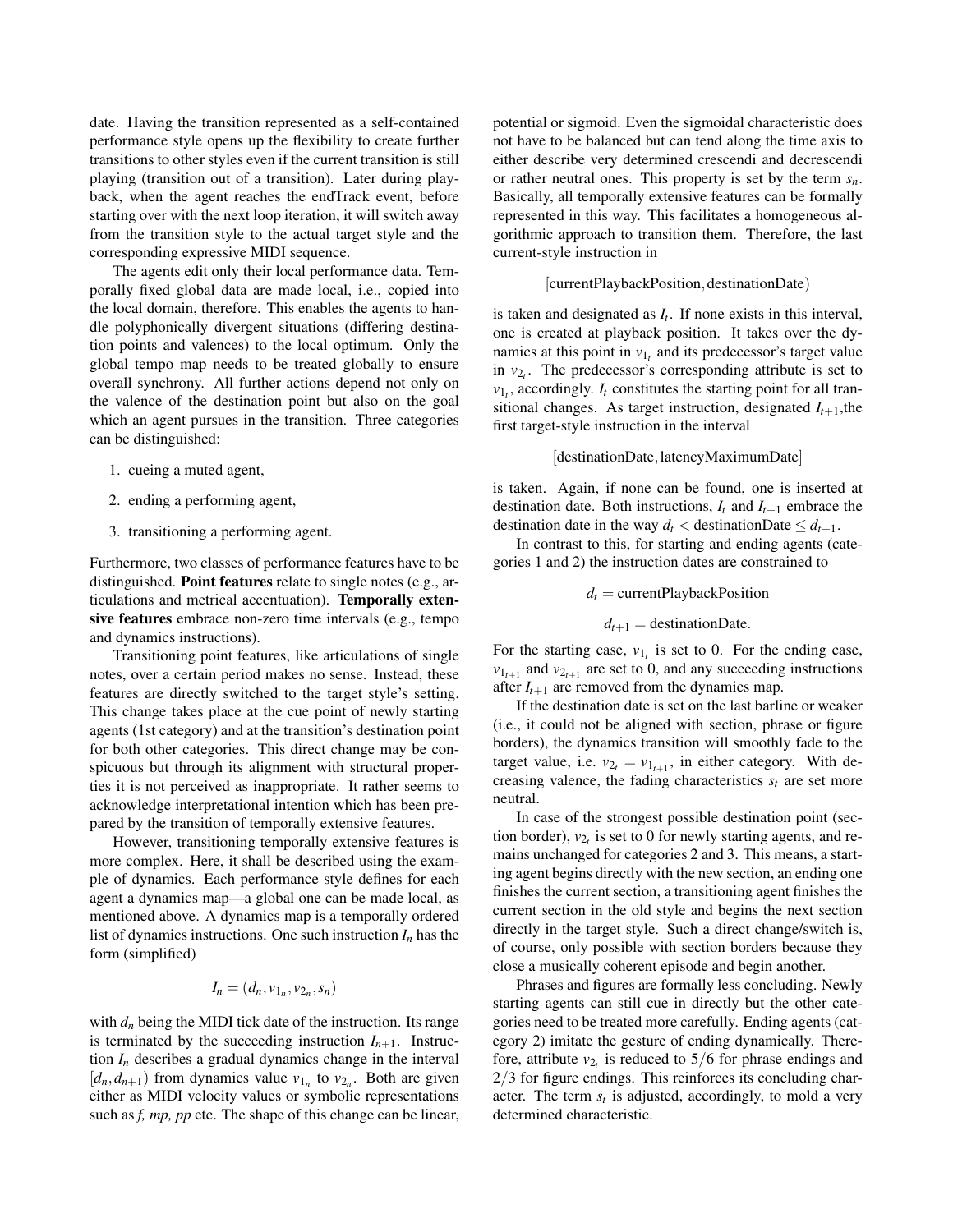date. Having the transition represented as a self-contained performance style opens up the flexibility to create further transitions to other styles even if the current transition is still playing (transition out of a transition). Later during playback, when the agent reaches the endTrack event, before starting over with the next loop iteration, it will switch away from the transition style to the actual target style and the corresponding expressive MIDI sequence.

The agents edit only their local performance data. Temporally fixed global data are made local, i.e., copied into the local domain, therefore. This enables the agents to handle polyphonically divergent situations (differing destination points and valences) to the local optimum. Only the global tempo map needs to be treated globally to ensure overall synchrony. All further actions depend not only on the valence of the destination point but also on the goal which an agent pursues in the transition. Three categories can be distinguished:

1. cueing a muted agent,
2. ending a performing agent,
3. transitioning a performing agent.

Furthermore, two classes of performance features have to be distinguished. **Point features** relate to single notes (e.g., articulations and metrical accentuation). **Temporally extensive features** embrace non-zero time intervals (e.g., tempo and dynamics instructions).

Transitioning point features, like articulations of single notes, over a certain period makes no sense. Instead, these features are directly switched to the target style's setting. This change takes place at the cue point of newly starting agents (1st category) and at the transition's destination point for both other categories. This direct change may be conspicuous but through its alignment with structural properties it is not perceived as inappropriate. It rather seems to acknowledge interpretational intention which has been prepared by the transition of temporally extensive features.

However, transitioning temporally extensive features is more complex. Here, it shall be described using the example of dynamics. Each performance style defines for each agent a dynamics map—a global one can be made local, as mentioned above. A dynamics map is a temporally ordered list of dynamics instructions. One such instruction $I_n$ has the form (simplified)

$$I_n = (d_n, v_{1_n}, v_{2_n}, s_n)$$

with $d_n$ being the MIDI tick date of the instruction. Its range is terminated by the succeeding instruction $I_{n+1}$. Instruction $I_n$ describes a gradual dynamics change in the interval $[d_n, d_{n+1})$ from dynamics value $v_{1_n}$ to $v_{2_n}$. Both are given either as MIDI velocity values or symbolic representations such as *f, mp, pp* etc. The shape of this change can be linear, potential or sigmoid. Even the sigmoidal characteristic does not have to be balanced but can tend along the time axis to either describe very determined crescendi and decrescendi or rather neutral ones. This property is set by the term $s_n$. Basically, all temporally extensive features can be formally represented in this way. This facilitates a homogeneous algorithmic approach to transition them. Therefore, the last current-style instruction in

$$[\text{currentPlaybackPosition}, \text{destinationDate})$$

is taken and designated as $I_t$. If none exists in this interval, one is created at playback position. It takes over the dynamics at this point in $v_{1_t}$ and its predecessor's target value in $v_{2_t}$. The predecessor's corresponding attribute is set to $v_{1_t}$, accordingly. $I_t$ constitutes the starting point for all transitional changes. As target instruction, designated $I_{t+1}$,the first target-style instruction in the interval

$$[\text{destinationDate}, \text{latencyMaximumDate}]$$

is taken. Again, if none can be found, one is inserted at destination date. Both instructions, $I_t$ and $I_{t+1}$ embrace the destination date in the way $d_t < \text{destinationDate} \leq d_{t+1}$.

In contrast to this, for starting and ending agents (categories 1 and 2) the instruction dates are constrained to

$$d_t = \text{currentPlaybackPosition}$$

$$d_{t+1} = \text{destinationDate}.$$

For the starting case, $v_{1_t}$ is set to 0. For the ending case, $v_{1_{t+1}}$ and $v_{2_{t+1}}$ are set to 0, and any succeeding instructions after $I_{t+1}$ are removed from the dynamics map.

If the destination date is set on the last barline or weaker (i.e., it could not be aligned with section, phrase or figure borders), the dynamics transition will smoothly fade to the target value, i.e. $v_{2_t} = v_{1_{t+1}}$, in either category. With decreasing valence, the fading characteristics $s_t$ are set more neutral.

In case of the strongest possible destination point (section border), $v_{2_t}$ is set to 0 for newly starting agents, and remains unchanged for categories 2 and 3. This means, a starting agent begins directly with the new section, an ending one finishes the current section, a transitioning agent finishes the current section in the old style and begins the next section directly in the target style. Such a direct change/switch is, of course, only possible with section borders because they close a musically coherent episode and begin another.

Phrases and figures are formally less concluding. Newly starting agents can still cue in directly but the other categories need to be treated more carefully. Ending agents (category 2) imitate the gesture of ending dynamically. Therefore, attribute $v_{2_t}$ is reduced to $5/6$ for phrase endings and $2/3$ for figure endings. This reinforces its concluding character. The term $s_t$ is adjusted, accordingly, to mold a very determined characteristic.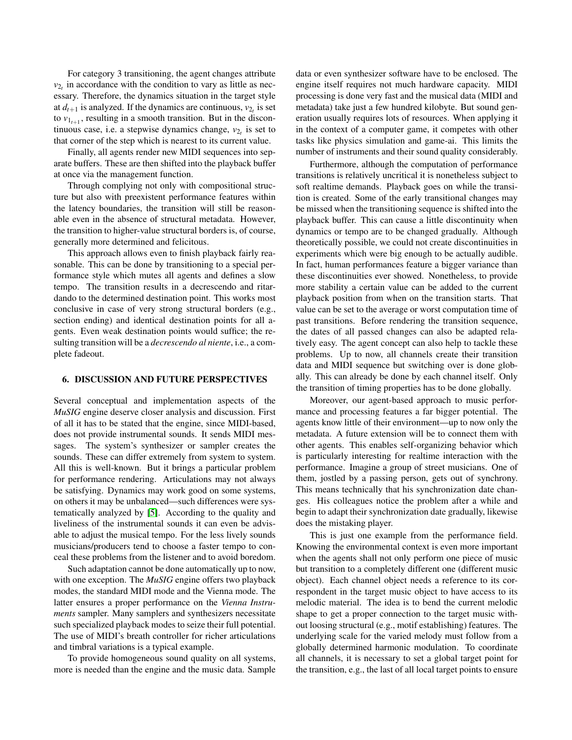For category 3 transitioning, the agent changes attribute $v_{2_t}$ in accordance with the condition to vary as little as necessary. Therefore, the dynamics situation in the target style at $d_{t+1}$ is analyzed. If the dynamics are continuous, $v_{2_t}$ is set to $v_{1_{t+1}}$, resulting in a smooth transition. But in the discontinuous case, i.e. a stepwise dynamics change, $v_{2_t}$ is set to that corner of the step which is nearest to its current value.

Finally, all agents render new MIDI sequences into separate buffers. These are then shifted into the playback buffer at once via the management function.

Through complying not only with compositional structure but also with preexistent performance features within the latency boundaries, the transition will still be reasonable even in the absence of structural metadata. However, the transition to higher-value structural borders is, of course, generally more determined and felicitous.

This approach allows even to finish playback fairly reasonable. This can be done by transitioning to a special performance style which mutes all agents and defines a slow tempo. The transition results in a decrescendo and ritardando to the determined destination point. This works most conclusive in case of very strong structural borders (e.g., section ending) and identical destination points for all agents. Even weak destination points would suffice; the resulting transition will be a *decrescendo al niente*, i.e., a complete fadeout.

## 6. DISCUSSION AND FUTURE PERSPECTIVES

Several conceptual and implementation aspects of the *MuSIG* engine deserve closer analysis and discussion. First of all it has to be stated that the engine, since MIDI-based, does not provide instrumental sounds. It sends MIDI messages. The system's synthesizer or sampler creates the sounds. These can differ extremely from system to system. All this is well-known. But it brings a particular problem for performance rendering. Articulations may not always be satisfying. Dynamics may work good on some systems, on others it may be unbalanced—such differences were systematically analyzed by [5]. According to the quality and liveliness of the instrumental sounds it can even be advisable to adjust the musical tempo. For the less lively sounds musicians/producers tend to choose a faster tempo to conceal these problems from the listener and to avoid boredom.

Such adaptation cannot be done automatically up to now, with one exception. The *MuSIG* engine offers two playback modes, the standard MIDI mode and the Vienna mode. The latter ensures a proper performance on the *Vienna Instruments* sampler. Many samplers and synthesizers necessitate such specialized playback modes to seize their full potential. The use of MIDI's breath controller for richer articulations and timbral variations is a typical example.

To provide homogeneous sound quality on all systems, more is needed than the engine and the music data. Sample data or even synthesizer software have to be enclosed. The engine itself requires not much hardware capacity. MIDI processing is done very fast and the musical data (MIDI and metadata) take just a few hundred kilobyte. But sound generation usually requires lots of resources. When applying it in the context of a computer game, it competes with other tasks like physics simulation and game-ai. This limits the number of instruments and their sound quality considerably.

Furthermore, although the computation of performance transitions is relatively uncritical it is nonetheless subject to soft realtime demands. Playback goes on while the transition is created. Some of the early transitional changes may be missed when the transitioning sequence is shifted into the playback buffer. This can cause a little discontinuity when dynamics or tempo are to be changed gradually. Although theoretically possible, we could not create discontinuities in experiments which were big enough to be actually audible. In fact, human performances feature a bigger variance than these discontinuities ever showed. Nonetheless, to provide more stability a certain value can be added to the current playback position from when on the transition starts. That value can be set to the average or worst computation time of past transitions. Before rendering the transition sequence, the dates of all passed changes can also be adapted relatively easy. The agent concept can also help to tackle these problems. Up to now, all channels create their transition data and MIDI sequence but switching over is done globally. This can already be done by each channel itself. Only the transition of timing properties has to be done globally.

Moreover, our agent-based approach to music performance and processing features a far bigger potential. The agents know little of their environment—up to now only the metadata. A future extension will be to connect them with other agents. This enables self-organizing behavior which is particularly interesting for realtime interaction with the performance. Imagine a group of street musicians. One of them, jostled by a passing person, gets out of synchrony. This means technically that his synchronization date changes. His colleagues notice the problem after a while and begin to adapt their synchronization date gradually, likewise does the mistaking player.

This is just one example from the performance field. Knowing the environmental context is even more important when the agents shall not only perform one piece of music but transition to a completely different one (different music object). Each channel object needs a reference to its correspondent in the target music object to have access to its melodic material. The idea is to bend the current melodic shape to get a proper connection to the target music without loosing structural (e.g., motif establishing) features. The underlying scale for the varied melody must follow from a globally determined harmonic modulation. To coordinate all channels, it is necessary to set a global target point for the transition, e.g., the last of all local target points to ensure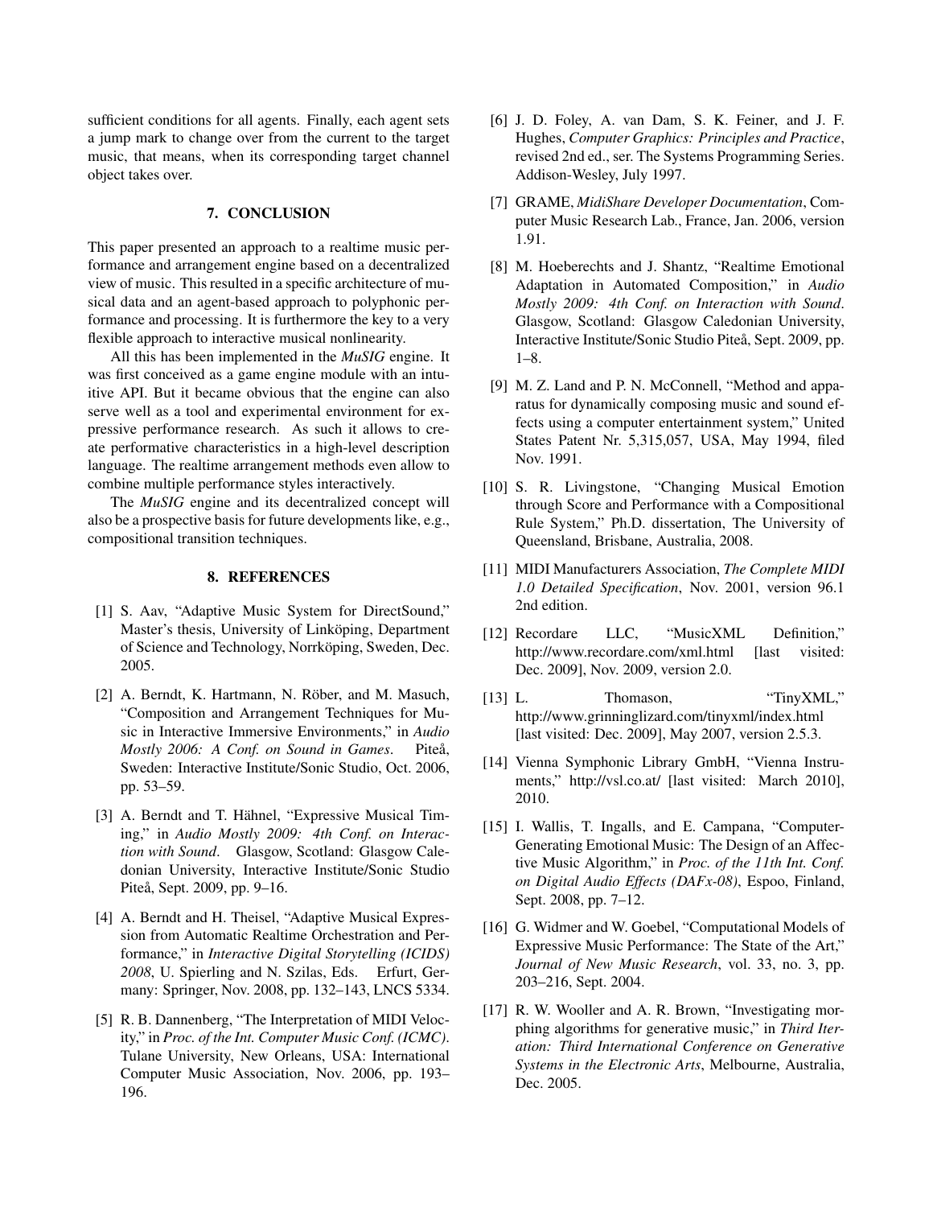sufficient conditions for all agents. Finally, each agent sets a jump mark to change over from the current to the target music, that means, when its corresponding target channel object takes over.

## 7. CONCLUSION

This paper presented an approach to a realtime music performance and arrangement engine based on a decentralized view of music. This resulted in a specific architecture of musical data and an agent-based approach to polyphonic performance and processing. It is furthermore the key to a very flexible approach to interactive musical nonlinearity.

All this has been implemented in the *MuSIG* engine. It was first conceived as a game engine module with an intuitive API. But it became obvious that the engine can also serve well as a tool and experimental environment for expressive performance research. As such it allows to create performative characteristics in a high-level description language. The realtime arrangement methods even allow to combine multiple performance styles interactively.

The *MuSIG* engine and its decentralized concept will also be a prospective basis for future developments like, e.g., compositional transition techniques.

## 8. REFERENCES

[1] S. Aav, "Adaptive Music System for DirectSound," Master's thesis, University of Linköping, Department of Science and Technology, Norrköping, Sweden, Dec. 2005.

[2] A. Berndt, K. Hartmann, N. Röber, and M. Masuch, "Composition and Arrangement Techniques for Music in Interactive Immersive Environments," in *Audio Mostly 2006: A Conf. on Sound in Games*. Piteå, Sweden: Interactive Institute/Sonic Studio, Oct. 2006, pp. 53–59.

[3] A. Berndt and T. Hähnel, "Expressive Musical Timing," in *Audio Mostly 2009: 4th Conf. on Interaction with Sound*. Glasgow, Scotland: Glasgow Caledonian University, Interactive Institute/Sonic Studio Piteå, Sept. 2009, pp. 9–16.

[4] A. Berndt and H. Theisel, "Adaptive Musical Expression from Automatic Realtime Orchestration and Performance," in *Interactive Digital Storytelling (ICIDS) 2008*, U. Spierling and N. Szilas, Eds. Erfurt, Germany: Springer, Nov. 2008, pp. 132–143, LNCS 5334.

[5] R. B. Dannenberg, "The Interpretation of MIDI Velocity," in *Proc. of the Int. Computer Music Conf. (ICMC)*. Tulane University, New Orleans, USA: International Computer Music Association, Nov. 2006, pp. 193–196.

[6] J. D. Foley, A. van Dam, S. K. Feiner, and J. F. Hughes, *Computer Graphics: Principles and Practice*, revised 2nd ed., ser. The Systems Programming Series. Addison-Wesley, July 1997.

[7] GRAME, *MidiShare Developer Documentation*, Computer Music Research Lab., France, Jan. 2006, version 1.91.

[8] M. Hoeberechts and J. Shantz, "Realtime Emotional Adaptation in Automated Composition," in *Audio Mostly 2009: 4th Conf. on Interaction with Sound*. Glasgow, Scotland: Glasgow Caledonian University, Interactive Institute/Sonic Studio Piteå, Sept. 2009, pp. 1–8.

[9] M. Z. Land and P. N. McConnell, "Method and apparatus for dynamically composing music and sound effects using a computer entertainment system," United States Patent Nr. 5,315,057, USA, May 1994, filed Nov. 1991.

[10] S. R. Livingstone, "Changing Musical Emotion through Score and Performance with a Compositional Rule System," Ph.D. dissertation, The University of Queensland, Brisbane, Australia, 2008.

[11] MIDI Manufacturers Association, *The Complete MIDI 1.0 Detailed Specification*, Nov. 2001, version 96.1 2nd edition.

[12] Recordare LLC, "MusicXML Definition," http://www.recordare.com/xml.html [last visited: Dec. 2009], Nov. 2009, version 2.0.

[13] L. Thomason, "TinyXML," http://www.grinninglizard.com/tinyxml/index.html [last visited: Dec. 2009], May 2007, version 2.5.3.

[14] Vienna Symphonic Library GmbH, "Vienna Instruments," http://vsl.co.at/ [last visited: March 2010], 2010.

[15] I. Wallis, T. Ingalls, and E. Campana, "Computer-Generating Emotional Music: The Design of an Affective Music Algorithm," in *Proc. of the 11th Int. Conf. on Digital Audio Effects (DAFx-08)*, Espoo, Finland, Sept. 2008, pp. 7–12.

[16] G. Widmer and W. Goebel, "Computational Models of Expressive Music Performance: The State of the Art," *Journal of New Music Research*, vol. 33, no. 3, pp. 203–216, Sept. 2004.

[17] R. W. Wooller and A. R. Brown, "Investigating morphing algorithms for generative music," in *Third Iteration: Third International Conference on Generative Systems in the Electronic Arts*, Melbourne, Australia, Dec. 2005.